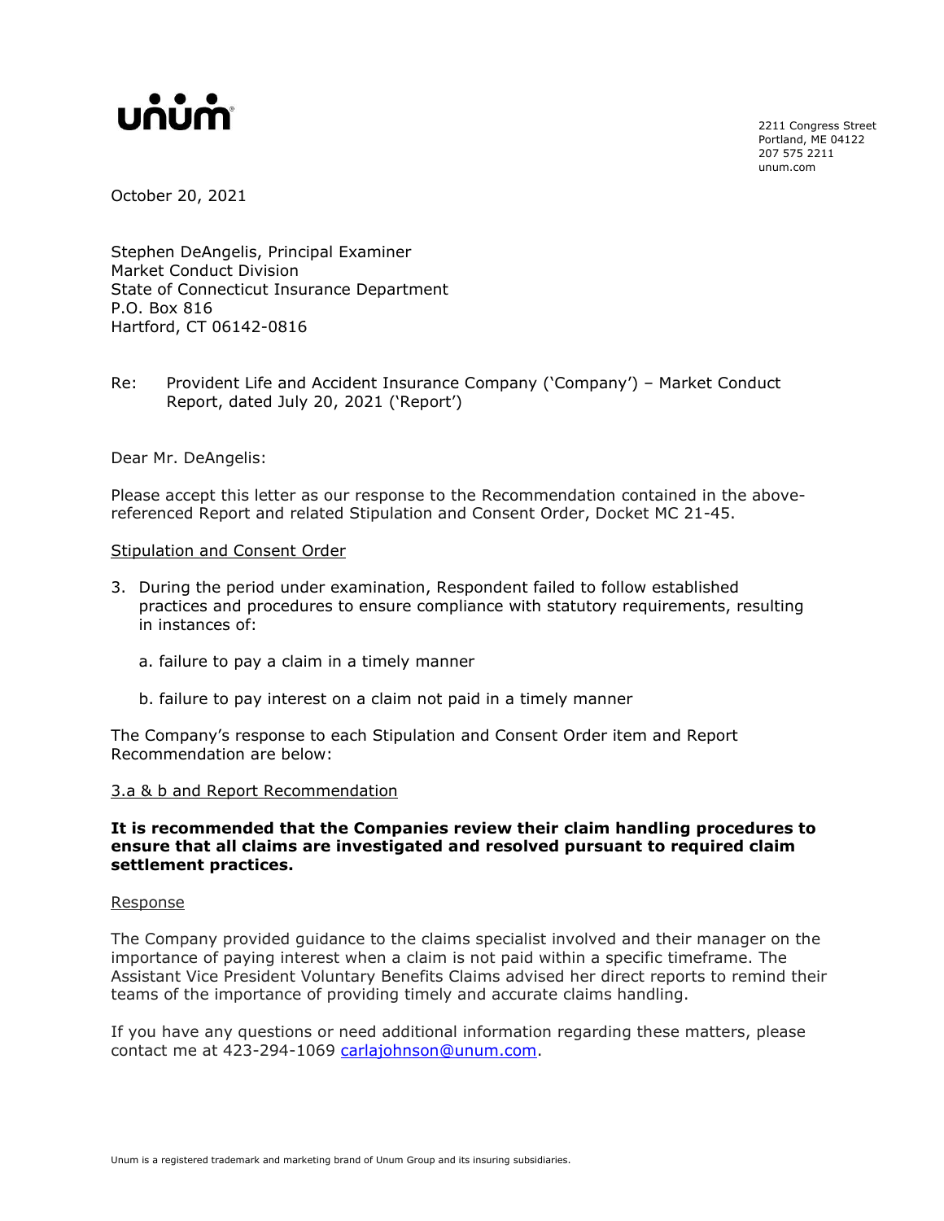unum

2211 Congress Street
Portland, ME 04122
207 575 2211
unum.com

October 20, 2021

Stephen DeAngelis, Principal Examiner
Market Conduct Division
State of Connecticut Insurance Department
P.O. Box 816
Hartford, CT 06142-0816

Re: Provident Life and Accident Insurance Company ('Company') – Market Conduct Report, dated July 20, 2021 ('Report')

Dear Mr. DeAngelis:

Please accept this letter as our response to the Recommendation contained in the above-referenced Report and related Stipulation and Consent Order, Docket MC 21-45.

Stipulation and Consent Order

3. During the period under examination, Respondent failed to follow established practices and procedures to ensure compliance with statutory requirements, resulting in instances of:

   a. failure to pay a claim in a timely manner

   b. failure to pay interest on a claim not paid in a timely manner

The Company's response to each Stipulation and Consent Order item and Report Recommendation are below:

3.a & b and Report Recommendation

**It is recommended that the Companies review their claim handling procedures to ensure that all claims are investigated and resolved pursuant to required claim settlement practices.**

Response

The Company provided guidance to the claims specialist involved and their manager on the importance of paying interest when a claim is not paid within a specific timeframe. The Assistant Vice President Voluntary Benefits Claims advised her direct reports to remind their teams of the importance of providing timely and accurate claims handling.

If you have any questions or need additional information regarding these matters, please contact me at 423-294-1069 carlajohnson@unum.com.

Unum is a registered trademark and marketing brand of Unum Group and its insuring subsidiaries.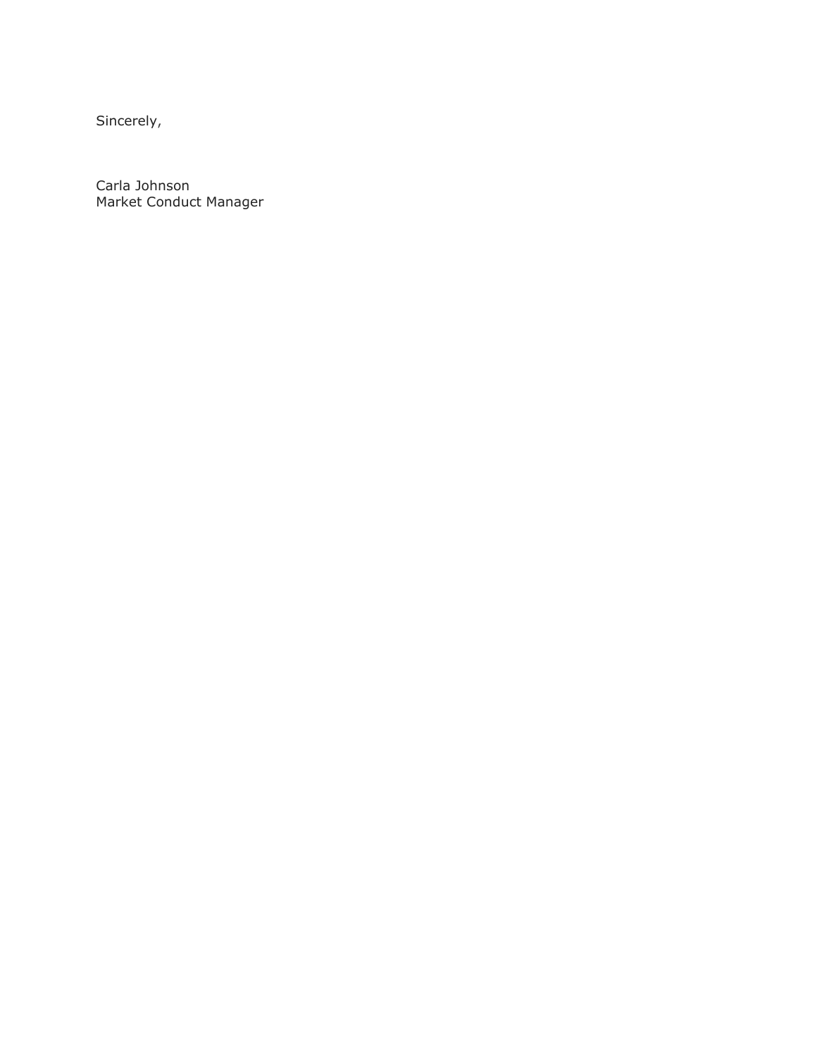Sincerely,

Carla Johnson
Market Conduct Manager